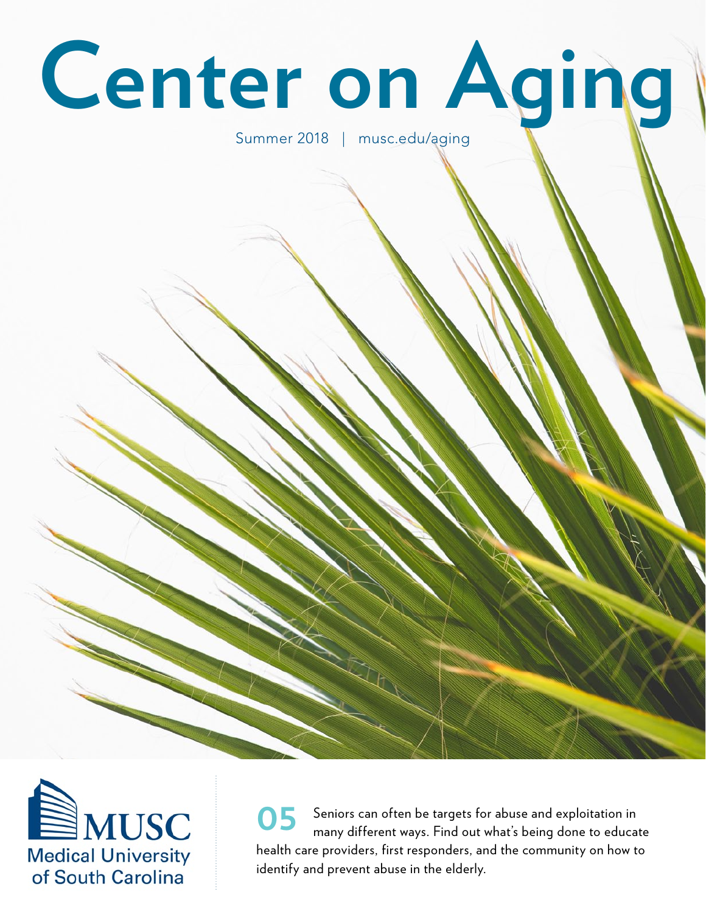# Center on Aging

Summer 2018 | musc.edu/aging

MUSC
Medical University of South Carolina

**05** Seniors can often be targets for abuse and exploitation in many different ways. Find out what's being done to educate health care providers, first responders, and the community on how to identify and prevent abuse in the elderly.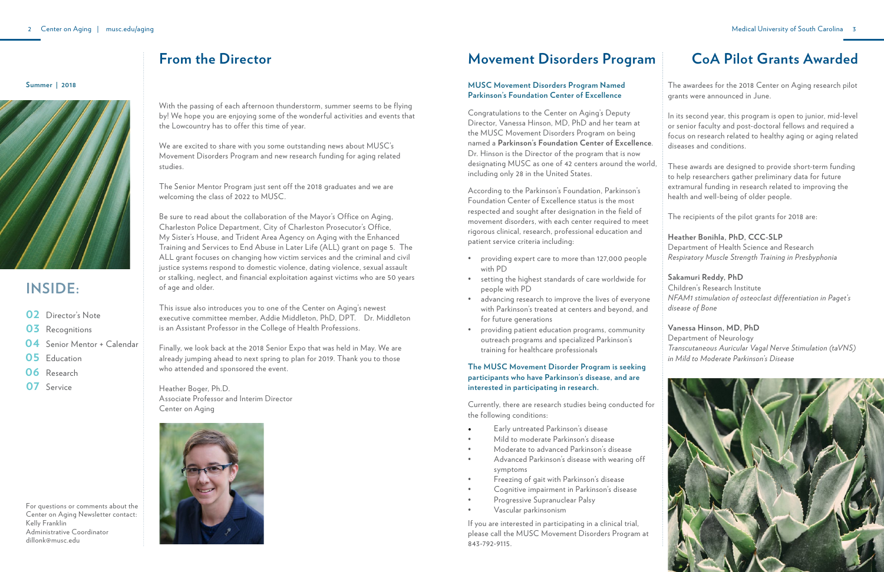**Summer | 2018**

## INSIDE:

**02** Director's Note
**03** Recognitions
**04** Senior Mentor + Calendar
**05** Education
**06** Research
**07** Service

For questions or comments about the Center on Aging Newsletter contact:
Kelly Franklin
Administrative Coordinator
dillonk@musc.edu

# From the Director

With the passing of each afternoon thunderstorm, summer seems to be flying by! We hope you are enjoying some of the wonderful activities and events that the Lowcountry has to offer this time of year.

We are excited to share with you some outstanding news about MUSC's Movement Disorders Program and new research funding for aging related studies.

The Senior Mentor Program just sent off the 2018 graduates and we are welcoming the class of 2022 to MUSC.

Be sure to read about the collaboration of the Mayor's Office on Aging, Charleston Police Department, City of Charleston Prosecutor's Office, My Sister's House, and Trident Area Agency on Aging with the Enhanced Training and Services to End Abuse in Later Life (ALL) grant on page 5. The ALL grant focuses on changing how victim services and the criminal and civil justice systems respond to domestic violence, dating violence, sexual assault or stalking, neglect, and financial exploitation against victims who are 50 years of age and older.

This issue also introduces you to one of the Center on Aging's newest executive committee member, Addie Middleton, PhD, DPT. Dr. Middleton is an Assistant Professor in the College of Health Professions.

Finally, we look back at the 2018 Senior Expo that was held in May. We are already jumping ahead to next spring to plan for 2019. Thank you to those who attended and sponsored the event.

Heather Boger, Ph.D.
Associate Professor and Interim Director
Center on Aging

# Movement Disorders Program

### MUSC Movement Disorders Program Named Parkinson's Foundation Center of Excellence

Congratulations to the Center on Aging's Deputy Director, Vanessa Hinson, MD, PhD and her team at the MUSC Movement Disorders Program on being named a **Parkinson's Foundation Center of Excellence**. Dr. Hinson is the Director of the program that is now designating MUSC as one of 42 centers around the world, including only 28 in the United States.

According to the Parkinson's Foundation, Parkinson's Foundation Center of Excellence status is the most respected and sought after designation in the field of movement disorders, with each center required to meet rigorous clinical, research, professional education and patient service criteria including:

- providing expert care to more than 127,000 people with PD
- setting the highest standards of care worldwide for people with PD
- advancing research to improve the lives of everyone with Parkinson's treated at centers and beyond, and for future generations
- providing patient education programs, community outreach programs and specialized Parkinson's training for healthcare professionals

### The MUSC Movement Disorder Program is seeking participants who have Parkinson's disease, and are interested in participating in research.

Currently, there are research studies being conducted for the following conditions:

- Early untreated Parkinson's disease
- Mild to moderate Parkinson's disease
- Moderate to advanced Parkinson's disease
- Advanced Parkinson's disease with wearing off symptoms
- Freezing of gait with Parkinson's disease
- Cognitive impairment in Parkinson's disease
- Progressive Supranuclear Palsy
- Vascular parkinsonism

If you are interested in participating in a clinical trial, please call the MUSC Movement Disorders Program at 843-792-9115.

# CoA Pilot Grants Awarded

The awardees for the 2018 Center on Aging research pilot grants were announced in June.

In its second year, this program is open to junior, mid-level or senior faculty and post-doctoral fellows and required a focus on research related to healthy aging or aging related diseases and conditions.

These awards are designed to provide short-term funding to help researchers gather preliminary data for future extramural funding in research related to improving the health and well-being of older people.

The recipients of the pilot grants for 2018 are:

**Heather Bonihla, PhD, CCC-SLP**
Department of Health Science and Research
*Respiratory Muscle Strength Training in Presbyphonia*

**Sakamuri Reddy, PhD**
Children's Research Institute
*NFAM1 stimulation of osteoclast differentiation in Paget's disease of Bone*

**Vanessa Hinson, MD, PhD**
Department of Neurology
*Transcutaneous Auricular Vagal Nerve Stimulation (taVNS) in Mild to Moderate Parkinson's Disease*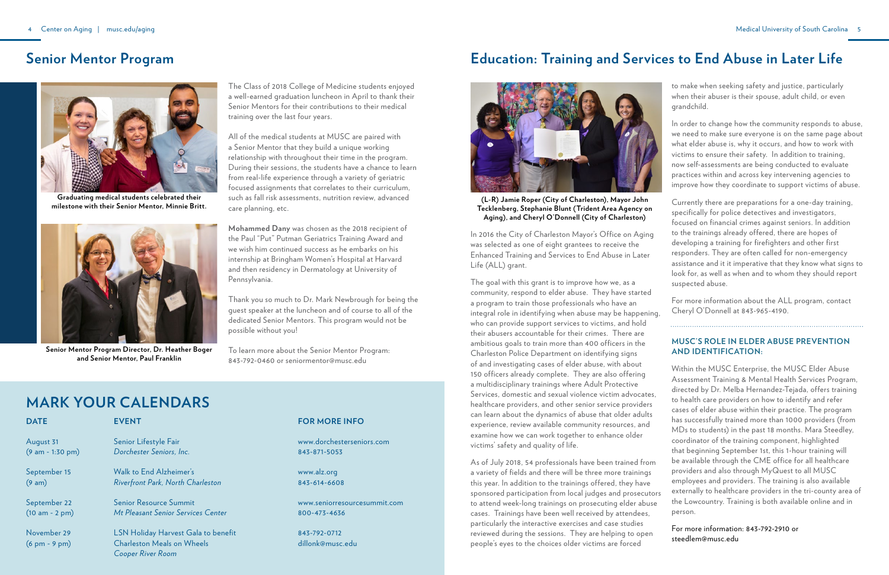## Senior Mentor Program

Graduating medical students celebrated their milestone with their Senior Mentor, Minnie Britt.

Senior Mentor Program Director, Dr. Heather Boger and Senior Mentor, Paul Franklin

The Class of 2018 College of Medicine students enjoyed a well-earned graduation luncheon in April to thank their Senior Mentors for their contributions to their medical training over the last four years.

All of the medical students at MUSC are paired with a Senior Mentor that they build a unique working relationship with throughout their time in the program. During their sessions, the students have a chance to learn from real-life experience through a variety of geriatric focused assignments that correlates to their curriculum, such as fall risk assessments, nutrition review, advanced care planning, etc.

**Mohammed Dany** was chosen as the 2018 recipient of the Paul "Put" Putman Geriatrics Training Award and we wish him continued success as he embarks on his internship at Bringham Women's Hospital at Harvard and then residency in Dermatology at University of Pennsylvania.

Thank you so much to Dr. Mark Newbrough for being the guest speaker at the luncheon and of course to all of the dedicated Senior Mentors. This program would not be possible without you!

To learn more about the Senior Mentor Program: 843-792-0460 or seniormentor@musc.edu

## MARK YOUR CALENDARS

| DATE | EVENT | FOR MORE INFO |
| --- | --- | --- |
| August 31 (9 am - 1:30 pm) | Senior Lifestyle Fair *Dorchester Seniors, Inc.* | www.dorchesterseniors.com 843-871-5053 |
| September 15 (9 am) | Walk to End Alzheimer's *Riverfront Park, North Charleston* | www.alz.org 843-614-6608 |
| September 22 (10 am - 2 pm) | Senior Resource Summit *Mt Pleasant Senior Services Center* | www.seniorresourcesummit.com 800-473-4636 |
| November 29 (6 pm - 9 pm) | LSN Holiday Harvest Gala to benefit Charleston Meals on Wheels *Cooper River Room* | 843-792-0712 dillonk@musc.edu |

## Education: Training and Services to End Abuse in Later Life

(L-R) Jamie Roper (City of Charleston), Mayor John Tecklenberg, Stephanie Blunt (Trident Area Agency on Aging), and Cheryl O'Donnell (City of Charleston)

In 2016 the City of Charleston Mayor's Office on Aging was selected as one of eight grantees to receive the Enhanced Training and Services to End Abuse in Later Life (ALL) grant.

The goal with this grant is to improve how we, as a community, respond to elder abuse. They have started a program to train those professionals who have an integral role in identifying when abuse may be happening, who can provide support services to victims, and hold their abusers accountable for their crimes. There are ambitious goals to train more than 400 officers in the Charleston Police Department on identifying signs of and investigating cases of elder abuse, with about 150 officers already complete. They are also offering a multidisciplinary trainings where Adult Protective Services, domestic and sexual violence victim advocates, healthcare providers, and other senior service providers can learn about the dynamics of abuse that older adults experience, review available community resources, and examine how we can work together to enhance older victims' safety and quality of life.

As of July 2018, 54 professionals have been trained from a variety of fields and there will be three more trainings this year. In addition to the trainings offered, they have sponsored participation from local judges and prosecutors to attend week-long trainings on prosecuting elder abuse cases. Trainings have been well received by attendees, particularly the interactive exercises and case studies reviewed during the sessions. They are helping to open people's eyes to the choices older victims are forced to make when seeking safety and justice, particularly when their abuser is their spouse, adult child, or even grandchild.

In order to change how the community responds to abuse, we need to make sure everyone is on the same page about what elder abuse is, why it occurs, and how to work with victims to ensure their safety. In addition to training, now self-assessments are being conducted to evaluate practices within and across key intervening agencies to improve how they coordinate to support victims of abuse.

Currently there are preparations for a one-day training, specifically for police detectives and investigators, focused on financial crimes against seniors. In addition to the trainings already offered, there are hopes of developing a training for firefighters and other first responders. They are often called for non-emergency assistance and it it imperative that they know what signs to look for, as well as when and to whom they should report suspected abuse.

For more information about the ALL program, contact Cheryl O'Donnell at 843-965-4190.

### MUSC'S ROLE IN ELDER ABUSE PREVENTION AND IDENTIFICATION:

Within the MUSC Enterprise, the MUSC Elder Abuse Assessment Training & Mental Health Services Program, directed by Dr. Melba Hernandez-Tejada, offers training to health care providers on how to identify and refer cases of elder abuse within their practice. The program has successfully trained more than 1000 providers (from MDs to students) in the past 18 months. Mara Steedley, coordinator of the training component, highlighted that beginning September 1st, this 1-hour training will be available through the CME office for all healthcare providers and also through MyQuest to all MUSC employees and providers. The training is also available externally to healthcare providers in the tri-county area of the Lowcountry. Training is both available online and in person.

For more information: 843-792-2910 or steedlem@musc.edu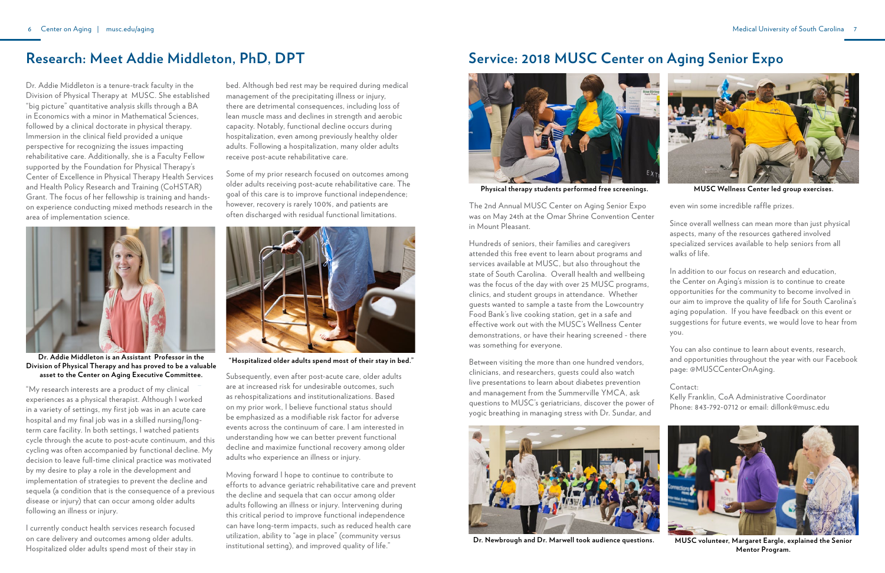## Research: Meet Addie Middleton, PhD, DPT

Dr. Addie Middleton is a tenure-track faculty in the Division of Physical Therapy at MUSC. She established "big picture" quantitative analysis skills through a BA in Economics with a minor in Mathematical Sciences, followed by a clinical doctorate in physical therapy. Immersion in the clinical field provided a unique perspective for recognizing the issues impacting rehabilitative care. Additionally, she is a Faculty Fellow supported by the Foundation for Physical Therapy's Center of Excellence in Physical Therapy Health Services and Health Policy Research and Training (CoHSTAR) Grant. The focus of her fellowship is training and hands-on experience conducting mixed methods research in the area of implementation science.

**Dr. Addie Middleton is an Assistant Professor in the Division of Physical Therapy and has proved to be a valuable asset to the Center on Aging Executive Committee.**

"My research interests are a product of my clinical experiences as a physical therapist. Although I worked in a variety of settings, my first job was in an acute care hospital and my final job was in a skilled nursing/long-term care facility. In both settings, I watched patients cycle through the acute to post-acute continuum, and this cycling was often accompanied by functional decline. My decision to leave full-time clinical practice was motivated by my desire to play a role in the development and implementation of strategies to prevent the decline and sequela (a condition that is the consequence of a previous disease or injury) that can occur among older adults following an illness or injury.

I currently conduct health services research focused on care delivery and outcomes among older adults. Hospitalized older adults spend most of their stay in bed. Although bed rest may be required during medical management of the precipitating illness or injury, there are detrimental consequences, including loss of lean muscle mass and declines in strength and aerobic capacity. Notably, functional decline occurs during hospitalization, even among previously healthy older adults. Following a hospitalization, many older adults receive post-acute rehabilitative care.

Some of my prior research focused on outcomes among older adults receiving post-acute rehabilitative care. The goal of this care is to improve functional independence; however, recovery is rarely 100%, and patients are often discharged with residual functional limitations.

**"Hospitalized older adults spend most of their stay in bed."**

Subsequently, even after post-acute care, older adults are at increased risk for undesirable outcomes, such as rehospitalizations and institutionalizations. Based on my prior work, I believe functional status should be emphasized as a modifiable risk factor for adverse events across the continuum of care. I am interested in understanding how we can better prevent functional decline and maximize functional recovery among older adults who experience an illness or injury.

Moving forward I hope to continue to contribute to efforts to advance geriatric rehabilitative care and prevent the decline and sequela that can occur among older adults following an illness or injury. Intervening during this critical period to improve functional independence can have long-term impacts, such as reduced health care utilization, ability to "age in place" (community versus institutional setting), and improved quality of life."

## Service: 2018 MUSC Center on Aging Senior Expo

**Physical therapy students performed free screenings.**

**MUSC Wellness Center led group exercises.**

The 2nd Annual MUSC Center on Aging Senior Expo was on May 24th at the Omar Shrine Convention Center in Mount Pleasant.

Hundreds of seniors, their families and caregivers attended this free event to learn about programs and services available at MUSC, but also throughout the state of South Carolina. Overall health and wellbeing was the focus of the day with over 25 MUSC programs, clinics, and student groups in attendance. Whether guests wanted to sample a taste from the Lowcountry Food Bank's live cooking station, get in a safe and effective work out with the MUSC's Wellness Center demonstrations, or have their hearing screened - there was something for everyone.

Between visiting the more than one hundred vendors, clinicians, and researchers, guests could also watch live presentations to learn about diabetes prevention and management from the Summerville YMCA, ask questions to MUSC's geriatricians, discover the power of yogic breathing in managing stress with Dr. Sundar, and even win some incredible raffle prizes.

Since overall wellness can mean more than just physical aspects, many of the resources gathered involved specialized services available to help seniors from all walks of life.

In addition to our focus on research and education, the Center on Aging's mission is to continue to create opportunities for the community to become involved in our aim to improve the quality of life for South Carolina's aging population. If you have feedback on this event or suggestions for future events, we would love to hear from you.

You can also continue to learn about events, research, and opportunities throughout the year with our Facebook page: @MUSCCenterOnAging.

Contact:
Kelly Franklin, CoA Administrative Coordinator
Phone: 843-792-0712 or email: dillonk@musc.edu

**Dr. Newbrough and Dr. Marwell took audience questions.**

**MUSC volunteer, Margaret Eargle, explained the Senior Mentor Program.**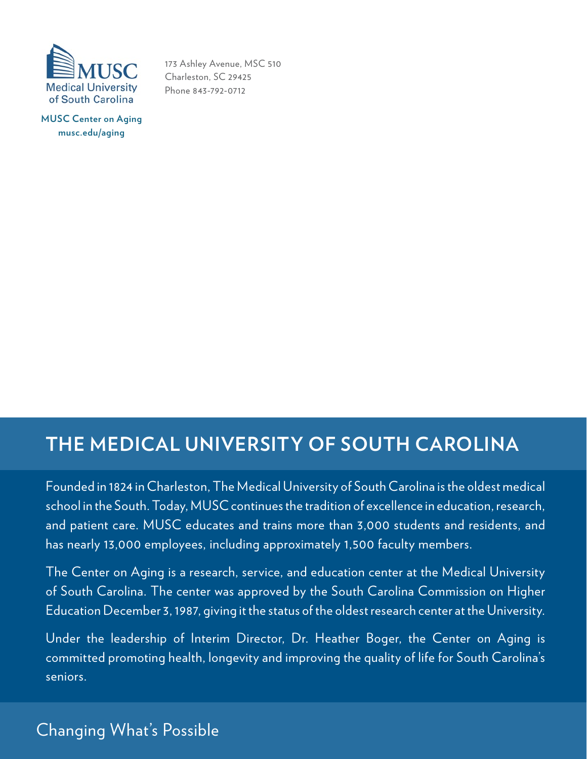MUSC
Medical University of South Carolina

**MUSC Center on Aging**
**musc.edu/aging**

173 Ashley Avenue, MSC 510
Charleston, SC 29425
Phone 843-792-0712

## THE MEDICAL UNIVERSITY OF SOUTH CAROLINA

Founded in 1824 in Charleston, The Medical University of South Carolina is the oldest medical school in the South. Today, MUSC continues the tradition of excellence in education, research, and patient care. MUSC educates and trains more than 3,000 students and residents, and has nearly 13,000 employees, including approximately 1,500 faculty members.

The Center on Aging is a research, service, and education center at the Medical University of South Carolina. The center was approved by the South Carolina Commission on Higher Education December 3, 1987, giving it the status of the oldest research center at the University.

Under the leadership of Interim Director, Dr. Heather Boger, the Center on Aging is committed promoting health, longevity and improving the quality of life for South Carolina's seniors.

Changing What's Possible